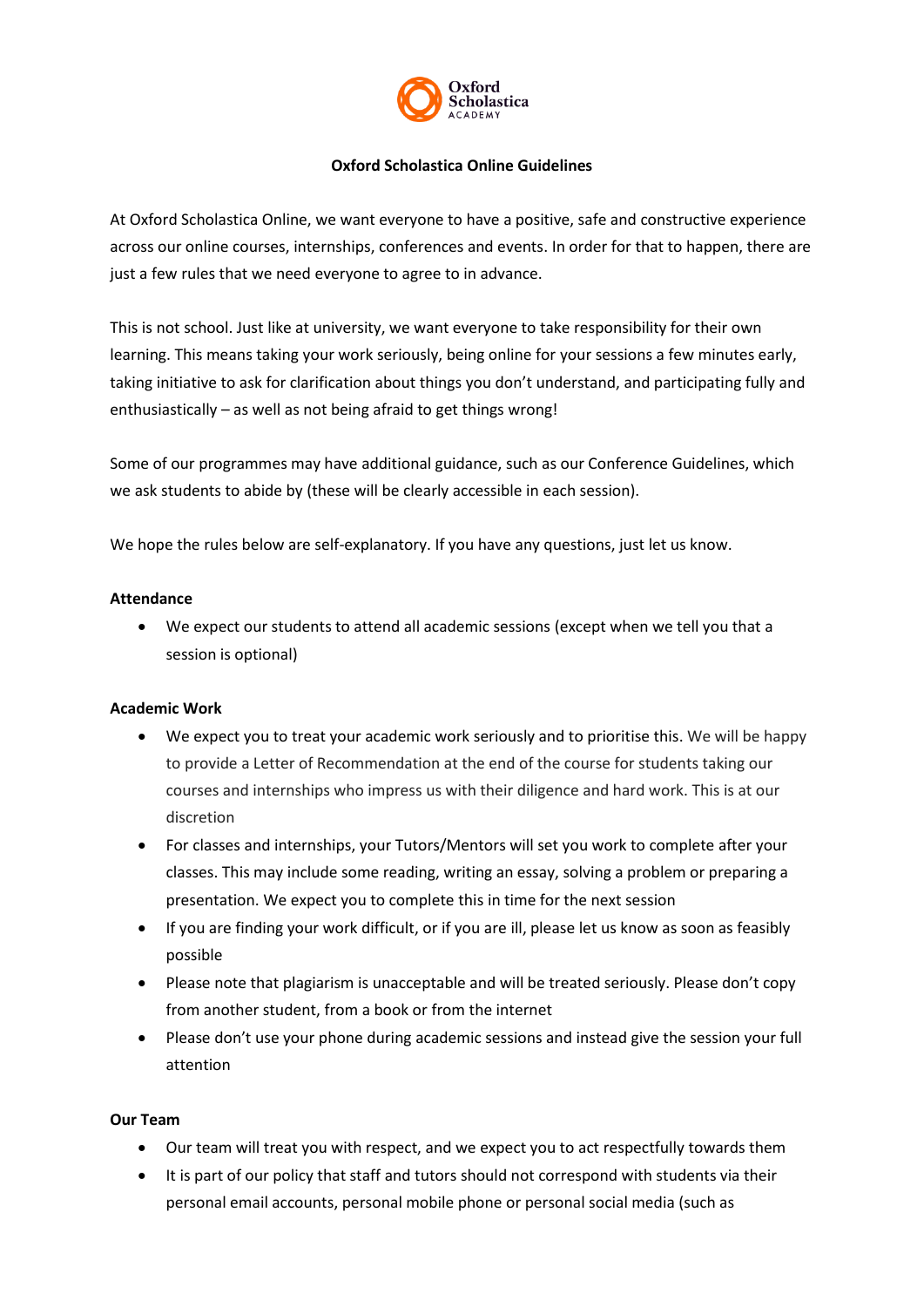**Oxford Scholastica Online Guidelines**

At Oxford Scholastica Online, we want everyone to have a positive, safe and constructive experience across our online courses, internships, conferences and events. In order for that to happen, there are just a few rules that we need everyone to agree to in advance.

This is not school. Just like at university, we want everyone to take responsibility for their own learning. This means taking your work seriously, being online for your sessions a few minutes early, taking initiative to ask for clarification about things you don't understand, and participating fully and enthusiastically – as well as not being afraid to get things wrong!

Some of our programmes may have additional guidance, such as our Conference Guidelines, which we ask students to abide by (these will be clearly accessible in each session).

We hope the rules below are self-explanatory. If you have any questions, just let us know.

**Attendance**

- We expect our students to attend all academic sessions (except when we tell you that a session is optional)

**Academic Work**

- We expect you to treat your academic work seriously and to prioritise this. We will be happy to provide a Letter of Recommendation at the end of the course for students taking our courses and internships who impress us with their diligence and hard work. This is at our discretion
- For classes and internships, your Tutors/Mentors will set you work to complete after your classes. This may include some reading, writing an essay, solving a problem or preparing a presentation. We expect you to complete this in time for the next session
- If you are finding your work difficult, or if you are ill, please let us know as soon as feasibly possible
- Please note that plagiarism is unacceptable and will be treated seriously. Please don't copy from another student, from a book or from the internet
- Please don't use your phone during academic sessions and instead give the session your full attention

**Our Team**

- Our team will treat you with respect, and we expect you to act respectfully towards them
- It is part of our policy that staff and tutors should not correspond with students via their personal email accounts, personal mobile phone or personal social media (such as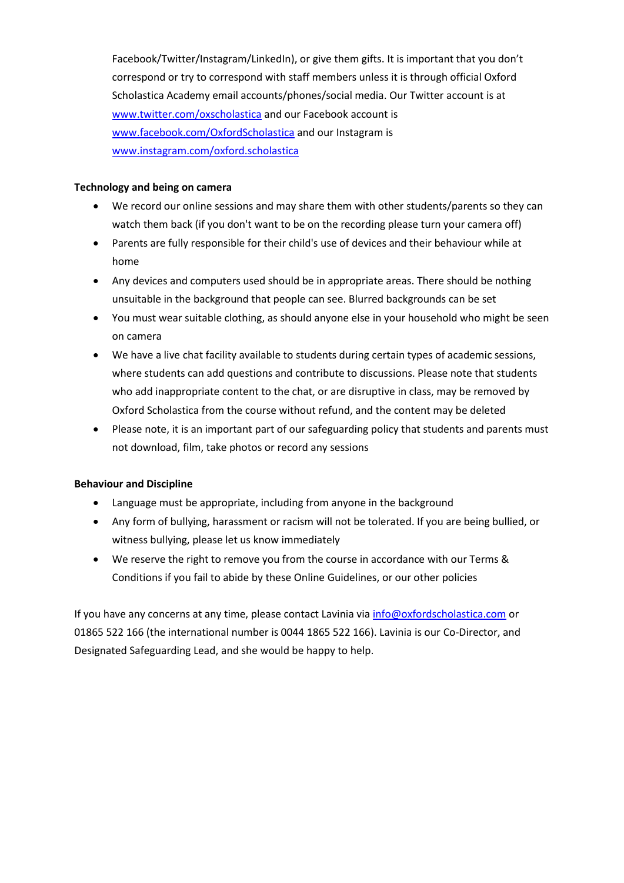Facebook/Twitter/Instagram/LinkedIn), or give them gifts. It is important that you don't correspond or try to correspond with staff members unless it is through official Oxford Scholastica Academy email accounts/phones/social media. Our Twitter account is at www.twitter.com/oxscholastica and our Facebook account is www.facebook.com/OxfordScholastica and our Instagram is www.instagram.com/oxford.scholastica

**Technology and being on camera**

- We record our online sessions and may share them with other students/parents so they can watch them back (if you don't want to be on the recording please turn your camera off)
- Parents are fully responsible for their child's use of devices and their behaviour while at home
- Any devices and computers used should be in appropriate areas. There should be nothing unsuitable in the background that people can see. Blurred backgrounds can be set
- You must wear suitable clothing, as should anyone else in your household who might be seen on camera
- We have a live chat facility available to students during certain types of academic sessions, where students can add questions and contribute to discussions. Please note that students who add inappropriate content to the chat, or are disruptive in class, may be removed by Oxford Scholastica from the course without refund, and the content may be deleted
- Please note, it is an important part of our safeguarding policy that students and parents must not download, film, take photos or record any sessions

**Behaviour and Discipline**

- Language must be appropriate, including from anyone in the background
- Any form of bullying, harassment or racism will not be tolerated. If you are being bullied, or witness bullying, please let us know immediately
- We reserve the right to remove you from the course in accordance with our Terms & Conditions if you fail to abide by these Online Guidelines, or our other policies

If you have any concerns at any time, please contact Lavinia via info@oxfordscholastica.com or 01865 522 166 (the international number is 0044 1865 522 166). Lavinia is our Co-Director, and Designated Safeguarding Lead, and she would be happy to help.